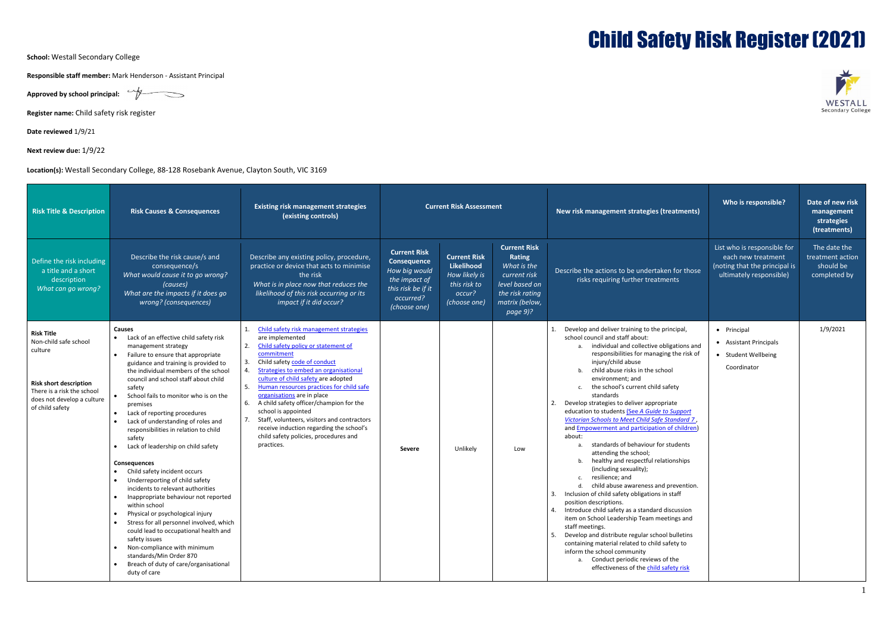# Child Safety Risk Register (2021)

**School:** Westall Secondary College

**Responsible staff member:** Mark Henderson - Assistant Principal

**Approved by school principal:**

**Register name:** Child safety risk register

**Date reviewed** 1/9/21

**Next review due:** 1/9/22

**Location(s):** Westall Secondary College, 88-128 Rosebank Avenue, Clayton South, VIC 3169

| Risk Title & Description | Risk Causes & Consequences | Existing risk management strategies (existing controls) | Current Risk Assessment | | | New risk management strategies (treatments) | Who is responsible? | Date of new risk management strategies (treatments) |
|---|---|---|---|---|---|---|---|---|
| Define the risk including a title and a short description *What can go wrong?* | Describe the risk cause/s and consequence/s *What would cause it to go wrong? (causes) What are the impacts if it does go wrong? (consequences)* | Describe any existing policy, procedure, practice or device that acts to minimise the risk *What is in place now that reduces the likelihood of this risk occurring or its impact if it did occur?* | **Current Risk Consequence** *How big would the impact of this risk be if it occurred? (choose one)* | **Current Risk Likelihood** *How likely is this risk to occur? (choose one)* | **Current Risk Rating** *What is the current risk level based on the risk rating matrix (below, page 9)?* | Describe the actions to be undertaken for those risks requiring further treatments | List who is responsible for each new treatment (noting that the principal is ultimately responsible) | The date the treatment action should be completed by |
| **Risk Title**<br>Non-child safe school culture<br><br>**Risk short description**<br>There is a risk the school does not develop a culture of child safety | **Causes**<br>• Lack of an effective child safety risk management strategy<br>• Failure to ensure that appropriate guidance and training is provided to the individual members of the school council and school staff about child safety<br>• School fails to monitor who is on the premises<br>• Lack of reporting procedures<br>• Lack of understanding of roles and responsibilities in relation to child safety<br>• Lack of leadership on child safety<br><br>**Consequences**<br>• Child safety incident occurs<br>• Underreporting of child safety incidents to relevant authorities<br>• Inappropriate behaviour not reported within school<br>• Physical or psychological injury<br>• Stress for all personnel involved, which could lead to occupational health and safety issues<br>• Non-compliance with minimum standards/Min Order 870<br>• Breach of duty of care/organisational duty of care | 1. Child safety risk management strategies are implemented<br>2. Child safety policy or statement of commitment<br>3. Child safety code of conduct<br>4. Strategies to embed an organisational culture of child safety are adopted<br>5. Human resources practices for child safe organisations are in place<br>6. A child safety officer/champion for the school is appointed<br>7. Staff, volunteers, visitors and contractors receive induction regarding the school's child safety policies, procedures and practices. | **Severe** | Unlikely | Low | 1. Develop and deliver training to the principal, school council and staff about:<br>a. individual and collective obligations and responsibilities for managing the risk of injury/child abuse<br>b. child abuse risks in the school environment; and<br>c. the school's current child safety standards<br>2. Develop strategies to deliver appropriate education to students (See *A Guide to Support Victorian Schools to Meet Child Safe Standard 7*, and Empowerment and participation of children) about:<br>a. standards of behaviour for students attending the school;<br>b. healthy and respectful relationships (including sexuality);<br>c. resilience; and<br>d. child abuse awareness and prevention.<br>3. Inclusion of child safety obligations in staff position descriptions.<br>4. Introduce child safety as a standard discussion item on School Leadership Team meetings and staff meetings.<br>5. Develop and distribute regular school bulletins containing material related to child safety to inform the school community<br>a. Conduct periodic reviews of the effectiveness of the child safety risk | • Principal<br>• Assistant Principals<br>• Student Wellbeing Coordinator | 1/9/2021 |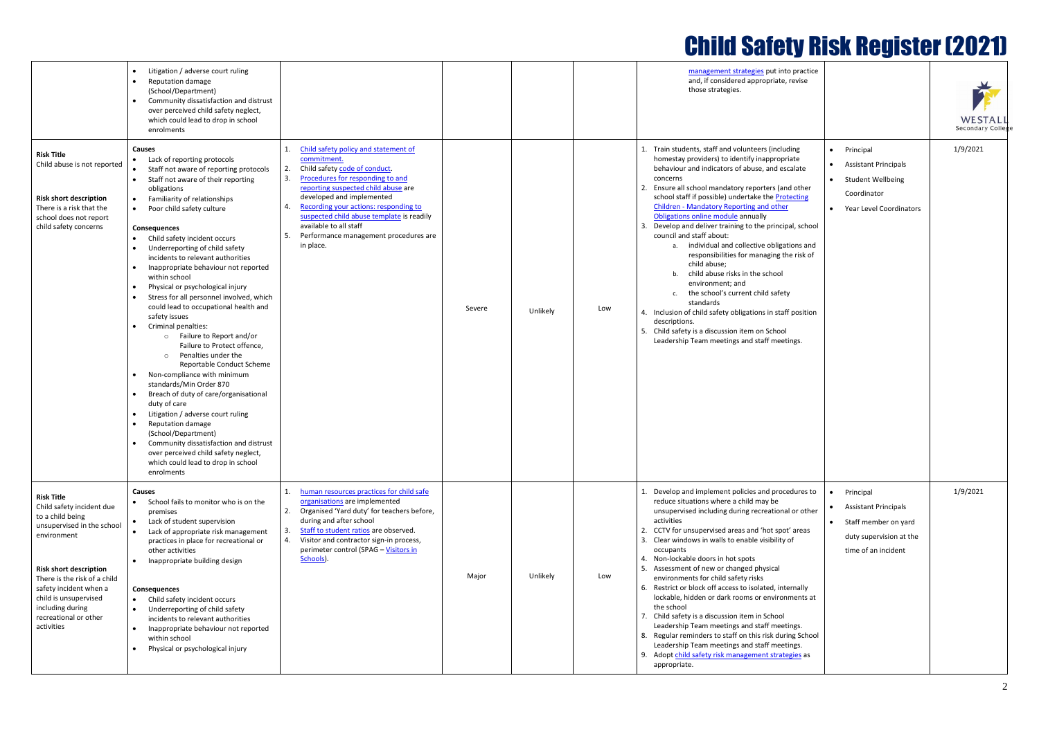# Child Safety Risk Register (2021)

| | | | | | | | | |
|---|---|---|---|---|---|---|---|---|
| | • Litigation / adverse court ruling<br>• Reputation damage (School/Department)<br>• Community dissatisfaction and distrust over perceived child safety neglect, which could lead to drop in school enrolments | | | | | management strategies put into practice and, if considered appropriate, revise those strategies. | | |
| **Risk Title**<br>Child abuse is not reported<br><br>**Risk short description**<br>There is a risk that the school does not report child safety concerns | **Causes**<br>• Lack of reporting protocols<br>• Staff not aware of reporting protocols<br>• Staff not aware of their reporting obligations<br>• Familiarity of relationships<br>• Poor child safety culture<br><br>**Consequences**<br>• Child safety incident occurs<br>• Underreporting of child safety incidents to relevant authorities<br>• Inappropriate behaviour not reported within school<br>• Physical or psychological injury<br>• Stress for all personnel involved, which could lead to occupational health and safety issues<br>• Criminal penalties:<br>  ○ Failure to Report and/or Failure to Protect offence,<br>  ○ Penalties under the Reportable Conduct Scheme<br>• Non-compliance with minimum standards/Min Order 870<br>• Breach of duty of care/organisational duty of care<br>• Litigation / adverse court ruling<br>• Reputation damage (School/Department)<br>• Community dissatisfaction and distrust over perceived child safety neglect, which could lead to drop in school enrolments | 1. Child safety policy and statement of commitment.<br>2. Child safety code of conduct.<br>3. Procedures for responding to and reporting suspected child abuse are developed and implemented<br>4. Recording your actions: responding to suspected child abuse template is readily available to all staff<br>5. Performance management procedures are in place. | Severe | Unlikely | Low | 1. Train students, staff and volunteers (including homestay providers) to identify inappropriate behaviour and indicators of abuse, and escalate concerns<br>2. Ensure all school mandatory reporters (and other school staff if possible) undertake the Protecting Children - Mandatory Reporting and other Obligations online module annually<br>3. Develop and deliver training to the principal, school council and staff about:<br>  a. individual and collective obligations and responsibilities for managing the risk of child abuse;<br>  b. child abuse risks in the school environment; and<br>  c. the school's current child safety standards<br>4. Inclusion of child safety obligations in staff position descriptions.<br>5. Child safety is a discussion item on School Leadership Team meetings and staff meetings. | • Principal<br>• Assistant Principals<br>• Student Wellbeing Coordinator<br>• Year Level Coordinators | 1/9/2021 |
| **Risk Title**<br>Child safety incident due to a child being unsupervised in the school environment<br><br>**Risk short description**<br>There is the risk of a child safety incident when a child is unsupervised including during recreational or other activities | **Causes**<br>• School fails to monitor who is on the premises<br>• Lack of student supervision<br>• Lack of appropriate risk management practices in place for recreational or other activities<br>• Inappropriate building design<br><br>**Consequences**<br>• Child safety incident occurs<br>• Underreporting of child safety incidents to relevant authorities<br>• Inappropriate behaviour not reported within school<br>• Physical or psychological injury | 1. human resources practices for child safe organisations are implemented<br>2. Organised 'Yard duty' for teachers before, during and after school<br>3. Staff to student ratios are observed.<br>4. Visitor and contractor sign-in process, perimeter control (SPAG – Visitors in Schools). | Major | Unlikely | Low | 1. Develop and implement policies and procedures to reduce situations where a child may be unsupervised including during recreational or other activities<br>2. CCTV for unsupervised areas and 'hot spot' areas<br>3. Clear windows in walls to enable visibility of occupants<br>4. Non-lockable doors in hot spots<br>5. Assessment of new or changed physical environments for child safety risks<br>6. Restrict or block off access to isolated, internally lockable, hidden or dark rooms or environments at the school<br>7. Child safety is a discussion item in School Leadership Team meetings and staff meetings.<br>8. Regular reminders to staff on this risk during School Leadership Team meetings and staff meetings.<br>9. Adopt child safety risk management strategies as appropriate. | • Principal<br>• Assistant Principals<br>• Staff member on yard duty supervision at the time of an incident | 1/9/2021 |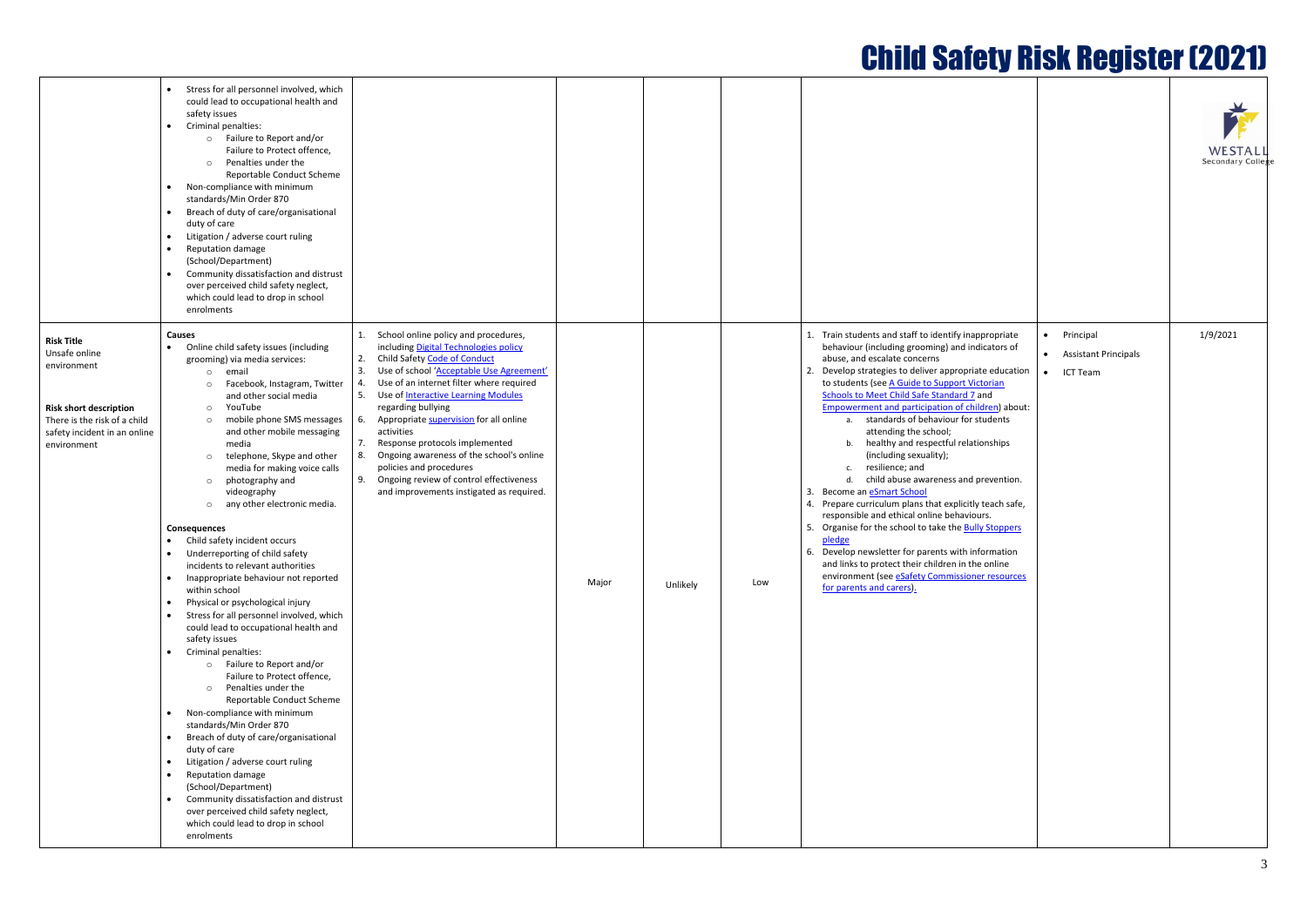# Child Safety Risk Register (2021)

| | | | | | | | | |
|---|---|---|---|---|---|---|---|---|
| | • Stress for all personnel involved, which could lead to occupational health and safety issues<br>• Criminal penalties:<br>  ○ Failure to Report and/or Failure to Protect offence,<br>  ○ Penalties under the Reportable Conduct Scheme<br>• Non-compliance with minimum standards/Min Order 870<br>• Breach of duty of care/organisational duty of care<br>• Litigation / adverse court ruling<br>• Reputation damage (School/Department)<br>• Community dissatisfaction and distrust over perceived child safety neglect, which could lead to drop in school enrolments | | | | | | | |
| **Risk Title**<br>Unsafe online environment<br><br>**Risk short description**<br>There is the risk of a child safety incident in an online environment | **Causes**<br>• Online child safety issues (including grooming) via media services:<br>  ○ email<br>  ○ Facebook, Instagram, Twitter and other social media<br>  ○ YouTube<br>  ○ mobile phone SMS messages and other mobile messaging media<br>  ○ telephone, Skype and other media for making voice calls<br>  ○ photography and videography<br>  ○ any other electronic media.<br><br>**Consequences**<br>• Child safety incident occurs<br>• Underreporting of child safety incidents to relevant authorities<br>• Inappropriate behaviour not reported within school<br>• Physical or psychological injury<br>• Stress for all personnel involved, which could lead to occupational health and safety issues<br>• Criminal penalties:<br>  ○ Failure to Report and/or Failure to Protect offence,<br>  ○ Penalties under the Reportable Conduct Scheme<br>• Non-compliance with minimum standards/Min Order 870<br>• Breach of duty of care/organisational duty of care<br>• Litigation / adverse court ruling<br>• Reputation damage (School/Department)<br>• Community dissatisfaction and distrust over perceived child safety neglect, which could lead to drop in school enrolments | 1. School online policy and procedures, including Digital Technologies policy<br>2. Child Safety Code of Conduct<br>3. Use of school 'Acceptable Use Agreement'<br>4. Use of an internet filter where required<br>5. Use of Interactive Learning Modules regarding bullying<br>6. Appropriate supervision for all online activities<br>7. Response protocols implemented<br>8. Ongoing awareness of the school's online policies and procedures<br>9. Ongoing review of control effectiveness and improvements instigated as required. | Major | Unlikely | Low | 1. Train students and staff to identify inappropriate behaviour (including grooming) and indicators of abuse, and escalate concerns<br>2. Develop strategies to deliver appropriate education to students (see A Guide to Support Victorian Schools to Meet Child Safe Standard 7 and Empowerment and participation of children) about:<br>  a. standards of behaviour for students attending the school;<br>  b. healthy and respectful relationships (including sexuality);<br>  c. resilience; and<br>  d. child abuse awareness and prevention.<br>3. Become an eSmart School<br>4. Prepare curriculum plans that explicitly teach safe, responsible and ethical online behaviours.<br>5. Organise for the school to take the Bully Stoppers pledge<br>6. Develop newsletter for parents with information and links to protect their children in the online environment (see eSafety Commissioner resources for parents and carers). | • Principal<br>• Assistant Principals<br>• ICT Team | 1/9/2021 |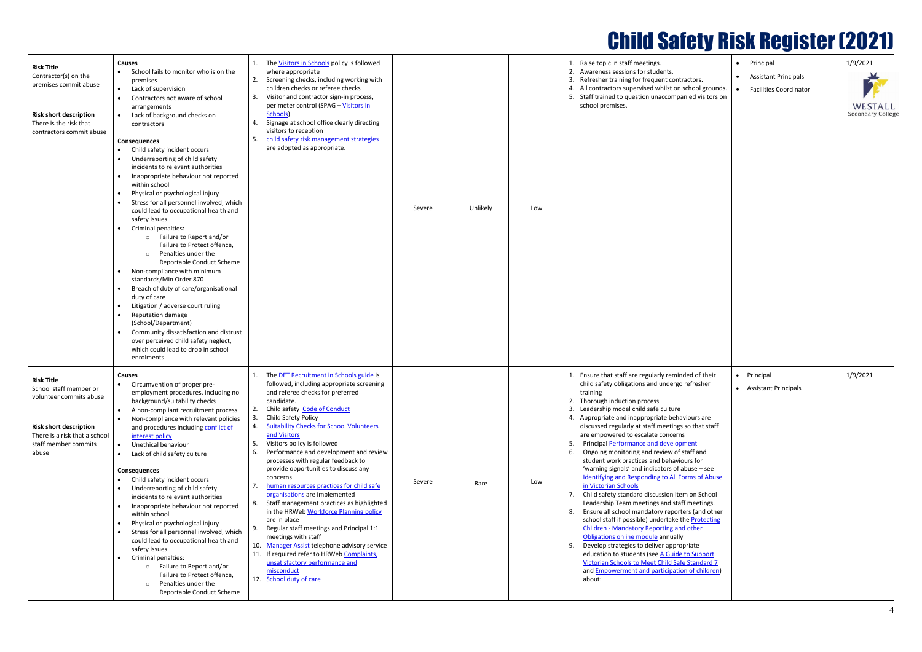# Child Safety Risk Register (2021)

| | | | | | | | | |
|---|---|---|---|---|---|---|---|---|
| **Risk Title**<br>Contractor(s) on the premises commit abuse<br><br>**Risk short description**<br>There is the risk that contractors commit abuse | **Causes**<br>• School fails to monitor who is on the premises<br>• Lack of supervision<br>• Contractors not aware of school arrangements<br>• Lack of background checks on contractors<br><br>**Consequences**<br>• Child safety incident occurs<br>• Underreporting of child safety incidents to relevant authorities<br>• Inappropriate behaviour not reported within school<br>• Physical or psychological injury<br>• Stress for all personnel involved, which could lead to occupational health and safety issues<br>• Criminal penalties:<br>  ○ Failure to Report and/or Failure to Protect offence,<br>  ○ Penalties under the Reportable Conduct Scheme<br>• Non-compliance with minimum standards/Min Order 870<br>• Breach of duty of care/organisational duty of care<br>• Litigation / adverse court ruling<br>• Reputation damage (School/Department)<br>• Community dissatisfaction and distrust over perceived child safety neglect, which could lead to drop in school enrolments | 1. The Visitors in Schools policy is followed where appropriate<br>2. Screening checks, including working with children checks or referee checks<br>3. Visitor and contractor sign-in process, perimeter control (SPAG – Visitors in Schools)<br>4. Signage at school office clearly directing visitors to reception<br>5. child safety risk management strategies are adopted as appropriate. | Severe | Unlikely | Low | 1. Raise topic in staff meetings.<br>2. Awareness sessions for students.<br>3. Refresher training for frequent contractors.<br>4. All contractors supervised whilst on school grounds.<br>5. Staff trained to question unaccompanied visitors on school premises. | • Principal<br>• Assistant Principals<br>• Facilities Coordinator | 1/9/2021 |
| **Risk Title**<br>School staff member or volunteer commits abuse<br><br>**Risk short description**<br>There is a risk that a school staff member commits abuse | **Causes**<br>• Circumvention of proper pre-employment procedures, including no background/suitability checks<br>• A non-compliant recruitment process<br>• Non-compliance with relevant policies and procedures including conflict of interest policy<br>• Unethical behaviour<br>• Lack of child safety culture<br><br>**Consequences**<br>• Child safety incident occurs<br>• Underreporting of child safety incidents to relevant authorities<br>• Inappropriate behaviour not reported within school<br>• Physical or psychological injury<br>• Stress for all personnel involved, which could lead to occupational health and safety issues<br>• Criminal penalties:<br>  ○ Failure to Report and/or Failure to Protect offence,<br>  ○ Penalties under the Reportable Conduct Scheme | 1. The DET Recruitment in Schools guide is followed, including appropriate screening and referee checks for preferred candidate.<br>2. Child safety Code of Conduct<br>3. Child Safety Policy<br>4. Suitability Checks for School Volunteers and Visitors<br>5. Visitors policy is followed<br>6. Performance and development and review processes with regular feedback to provide opportunities to discuss any concerns<br>7. human resources practices for child safe organisations are implemented<br>8. Staff management practices as highlighted in the HRWeb Workforce Planning policy are in place<br>9. Regular staff meetings and Principal 1:1 meetings with staff<br>10. Manager Assist telephone advisory service<br>11. If required refer to HRWeb Complaints, unsatisfactory performance and misconduct<br>12. School duty of care | Severe | Rare | Low | 1. Ensure that staff are regularly reminded of their child safety obligations and undergo refresher training<br>2. Thorough induction process<br>3. Leadership model child safe culture<br>4. Appropriate and inappropriate behaviours are discussed regularly at staff meetings so that staff are empowered to escalate concerns<br>5. Principal Performance and development<br>6. Ongoing monitoring and review of staff and student work practices and behaviours for 'warning signals' and indicators of abuse – see Identifying and Responding to All Forms of Abuse in Victorian Schools<br>7. Child safety standard discussion item on School Leadership Team meetings and staff meetings.<br>8. Ensure all school mandatory reporters (and other school staff if possible) undertake the Protecting Children - Mandatory Reporting and other Obligations online module annually<br>9. Develop strategies to deliver appropriate education to students (see A Guide to Support Victorian Schools to Meet Child Safe Standard 7 and Empowerment and participation of children) about: | • Principal<br>• Assistant Principals | 1/9/2021 |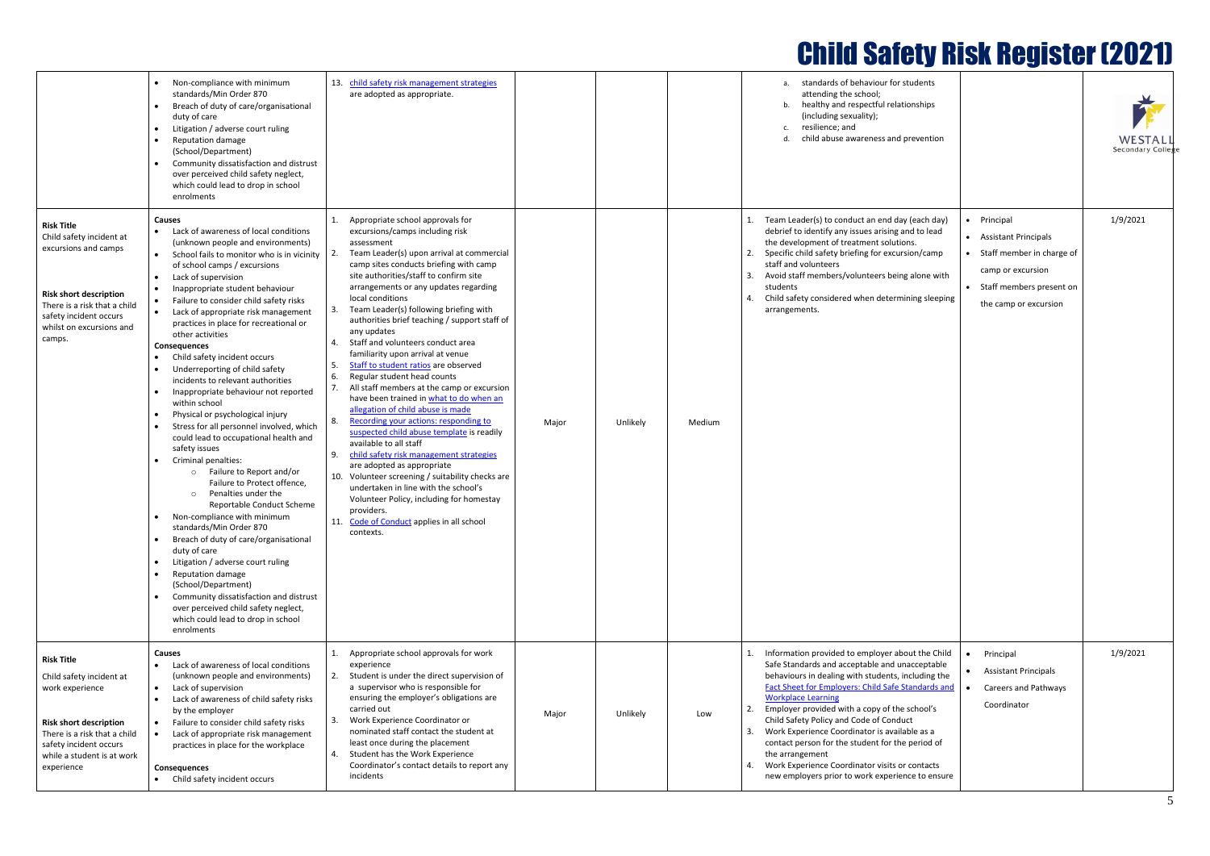# Child Safety Risk Register (2021)

| | | | | | | | | |
|---|---|---|---|---|---|---|---|---|
| | • Non-compliance with minimum standards/Min Order 870<br>• Breach of duty of care/organisational duty of care<br>• Litigation / adverse court ruling<br>• Reputation damage (School/Department)<br>• Community dissatisfaction and distrust over perceived child safety neglect, which could lead to drop in school enrolments | 13. [child safety risk management strategies](#) are adopted as appropriate. | | | | a. standards of behaviour for students attending the school;<br>b. healthy and respectful relationships (including sexuality);<br>c. resilience; and<br>d. child abuse awareness and prevention | | |
| **Risk Title**<br>Child safety incident at excursions and camps<br><br>**Risk short description**<br>There is a risk that a child safety incident occurs whilst on excursions and camps. | **Causes**<br>• Lack of awareness of local conditions (unknown people and environments)<br>• School fails to monitor who is in vicinity of school camps / excursions<br>• Lack of supervision<br>• Inappropriate student behaviour<br>• Failure to consider child safety risks<br>• Lack of appropriate risk management practices in place for recreational or other activities<br>**Consequences**<br>• Child safety incident occurs<br>• Underreporting of child safety incidents to relevant authorities<br>• Inappropriate behaviour not reported within school<br>• Physical or psychological injury<br>• Stress for all personnel involved, which could lead to occupational health and safety issues<br>• Criminal penalties:<br>  ○ Failure to Report and/or Failure to Protect offence,<br>  ○ Penalties under the Reportable Conduct Scheme<br>• Non-compliance with minimum standards/Min Order 870<br>• Breach of duty of care/organisational duty of care<br>• Litigation / adverse court ruling<br>• Reputation damage (School/Department)<br>• Community dissatisfaction and distrust over perceived child safety neglect, which could lead to drop in school enrolments | 1. Appropriate school approvals for excursions/camps including risk assessment<br>2. Team Leader(s) upon arrival at commercial camp sites conducts briefing with camp site authorities/staff to confirm site arrangements or any updates regarding local conditions<br>3. Team Leader(s) following briefing with authorities brief teaching / support staff of any updates<br>4. Staff and volunteers conduct area familiarity upon arrival at venue<br>5. [Staff to student ratios](#) are observed<br>6. Regular student head counts<br>7. All staff members at the camp or excursion have been trained in [what to do when an allegation of child abuse is made](#)<br>8. [Recording your actions: responding to suspected child abuse template](#) is readily available to all staff<br>9. [child safety risk management strategies](#) are adopted as appropriate<br>10. Volunteer screening / suitability checks are undertaken in line with the school's Volunteer Policy, including for homestay providers.<br>11. [Code of Conduct](#) applies in all school contexts. | Major | Unlikely | Medium | 1. Team Leader(s) to conduct an end day (each day) debrief to identify any issues arising and to lead the development of treatment solutions.<br>2. Specific child safety briefing for excursion/camp staff and volunteers<br>3. Avoid staff members/volunteers being alone with students<br>4. Child safety considered when determining sleeping arrangements. | • Principal<br>• Assistant Principals<br>• Staff member in charge of camp or excursion<br>• Staff members present on the camp or excursion | 1/9/2021 |
| **Risk Title**<br>Child safety incident at work experience<br><br>**Risk short description**<br>There is a risk that a child safety incident occurs while a student is at work experience | **Causes**<br>• Lack of awareness of local conditions (unknown people and environments)<br>• Lack of supervision<br>• Lack of awareness of child safety risks by the employer<br>• Failure to consider child safety risks<br>• Lack of appropriate risk management practices in place for the workplace<br><br>**Consequences**<br>• Child safety incident occurs | 1. Appropriate school approvals for work experience<br>2. Student is under the direct supervision of a supervisor who is responsible for ensuring the employer's obligations are carried out<br>3. Work Experience Coordinator or nominated staff contact the student at least once during the placement<br>4. Student has the Work Experience Coordinator's contact details to report any incidents | Major | Unlikely | Low | 1. Information provided to employer about the Child Safe Standards and acceptable and unacceptable behaviours in dealing with students, including the [Fact Sheet for Employers: Child Safe Standards and Workplace Learning](#)<br>2. Employer provided with a copy of the school's Child Safety Policy and Code of Conduct<br>3. Work Experience Coordinator is available as a contact person for the student for the period of the arrangement<br>4. Work Experience Coordinator visits or contacts new employers prior to work experience to ensure | • Principal<br>• Assistant Principals<br>• Careers and Pathways Coordinator | 1/9/2021 |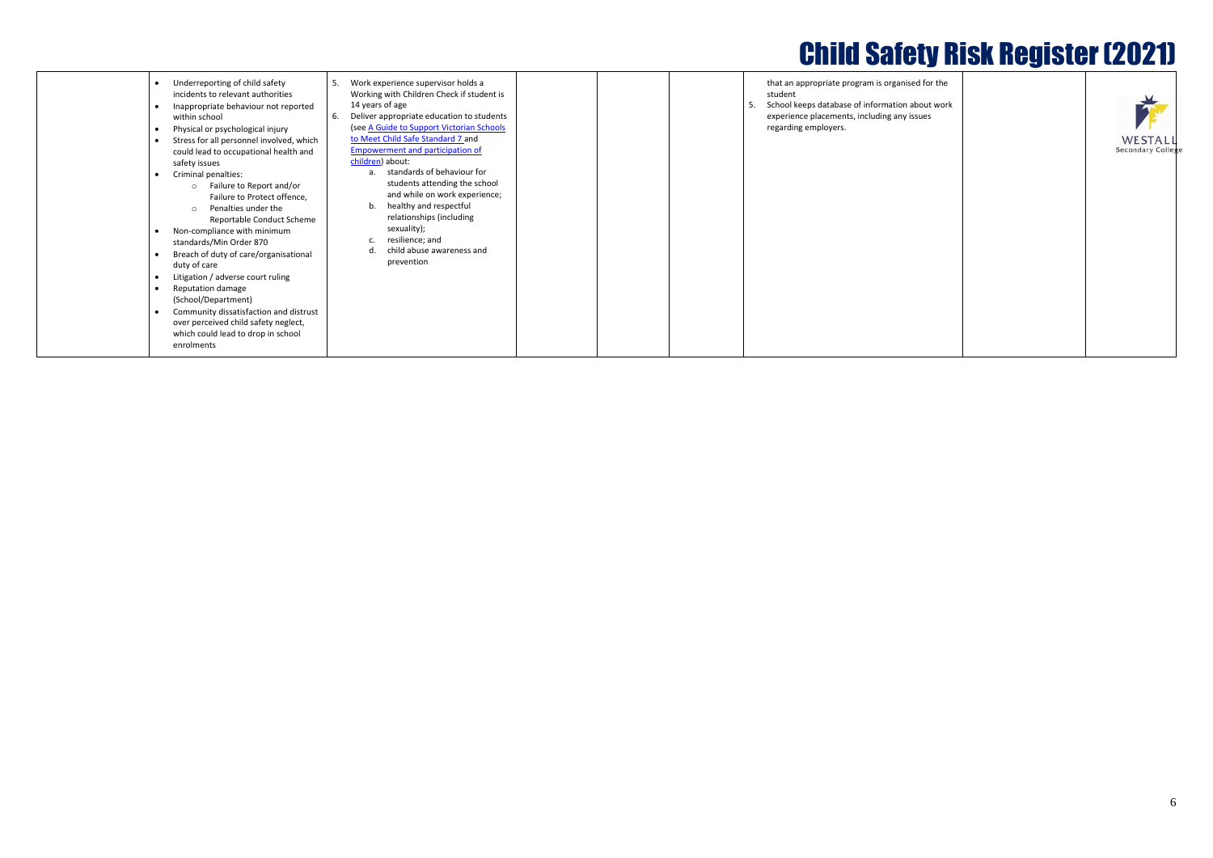# Child Safety Risk Register (2021)

| | | | | | | | | |
|---|---|---|---|---|---|---|---|---|
| | • Underreporting of child safety incidents to relevant authorities<br>• Inappropriate behaviour not reported within school<br>• Physical or psychological injury<br>• Stress for all personnel involved, which could lead to occupational health and safety issues<br>• Criminal penalties:<br>  ○ Failure to Report and/or Failure to Protect offence,<br>  ○ Penalties under the Reportable Conduct Scheme<br>• Non-compliance with minimum standards/Min Order 870<br>• Breach of duty of care/organisational duty of care<br>• Litigation / adverse court ruling<br>• Reputation damage (School/Department)<br>• Community dissatisfaction and distrust over perceived child safety neglect, which could lead to drop in school enrolments | 5. Work experience supervisor holds a Working with Children Check if student is 14 years of age<br>6. Deliver appropriate education to students (see A Guide to Support Victorian Schools to Meet Child Safe Standard 7 and Empowerment and participation of children) about:<br>  a. standards of behaviour for students attending the school and while on work experience;<br>  b. healthy and respectful relationships (including sexuality);<br>  c. resilience; and<br>  d. child abuse awareness and prevention | | | | that an appropriate program is organised for the student<br>5. School keeps database of information about work experience placements, including any issues regarding employers. | | |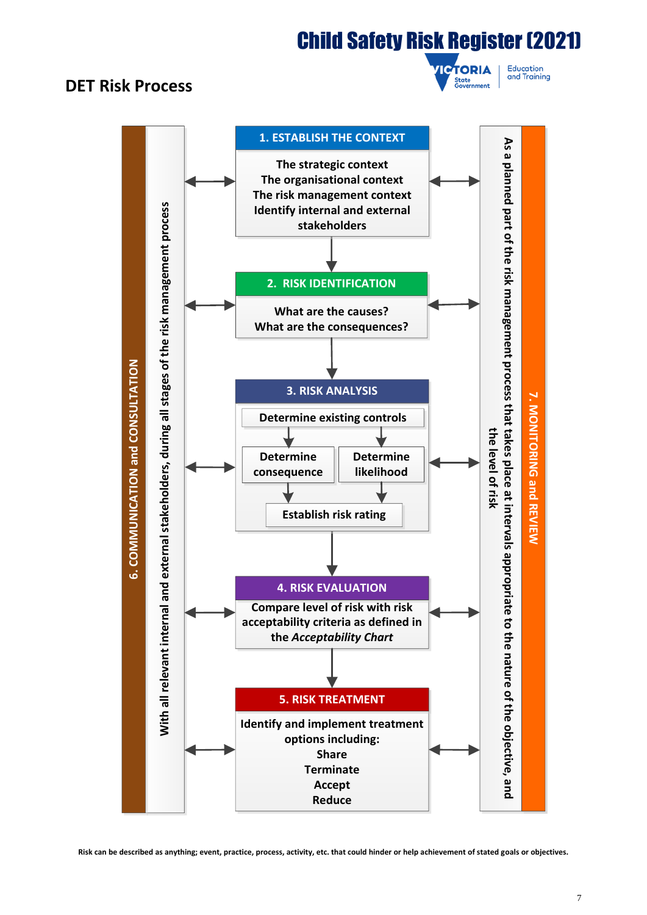# Child Safety Risk Register (2021)

## DET Risk Process

**6. COMMUNICATION and CONSULTATION**

With all relevant internal and external stakeholders, during all stages of the risk management process

**1. ESTABLISH THE CONTEXT**

- The strategic context
- The organisational context
- The risk management context
- Identify internal and external stakeholders

**2. RISK IDENTIFICATION**

- What are the causes?
- What are the consequences?

**3. RISK ANALYSIS**

- Determine existing controls
- Determine consequence
- Determine likelihood
- Establish risk rating

**4. RISK EVALUATION**

Compare level of risk with risk acceptability criteria as defined in the *Acceptability Chart*

**5. RISK TREATMENT**

Identify and implement treatment options including:

- Share
- Terminate
- Accept
- Reduce

**7. MONITORING and REVIEW**

As a planned part of the risk management process that takes place at intervals appropriate to the nature of the objective, and the level of risk

Risk can be described as anything; event, practice, process, activity, etc. that could hinder or help achievement of stated goals or objectives.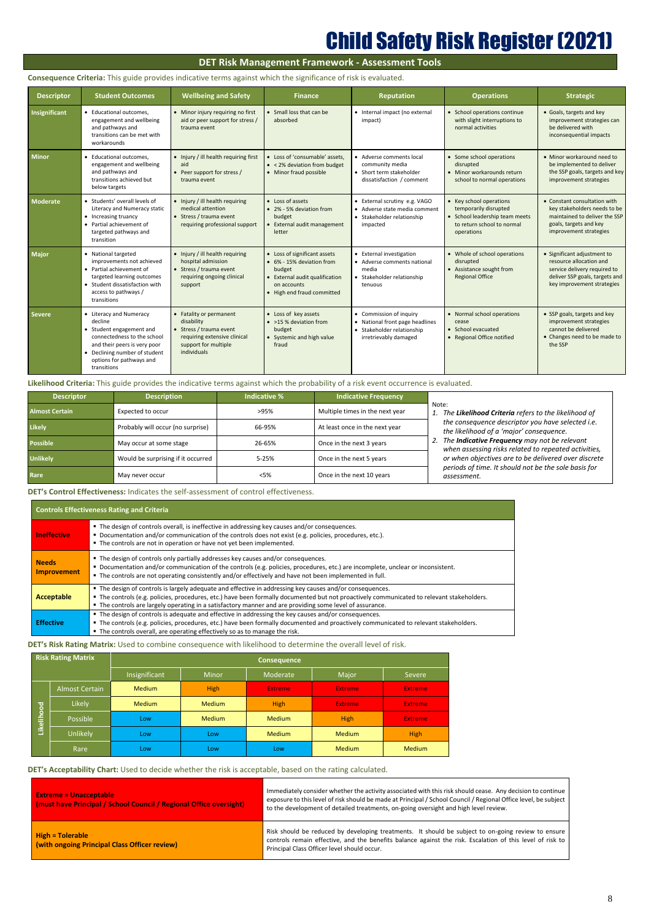# Child Safety Risk Register (2021)

## DET Risk Management Framework - Assessment Tools

**Consequence Criteria:** This guide provides indicative terms against which the significance of risk is evaluated.

| Descriptor | Student Outcomes | Wellbeing and Safety | Finance | Reputation | Operations | Strategic |
|---|---|---|---|---|---|---|
| Insignificant | • Educational outcomes, engagement and wellbeing and pathways and transitions can be met with workarounds | • Minor injury requiring no first aid or peer support for stress / trauma event | • Small loss that can be absorbed | • Internal impact (no external impact) | • School operations continue with slight interruptions to normal activities | • Goals, targets and key improvement strategies can be delivered with inconsequential impacts |
| Minor | • Educational outcomes, engagement and wellbeing and pathways and transitions achieved but below targets | • Injury / ill health requiring first aid<br>• Peer support for stress / trauma event | • Loss of 'consumable' assets,<br>• < 2% deviation from budget<br>• Minor fraud possible | • Adverse comments local community media<br>• Short term stakeholder dissatisfaction / comment | • Some school operations disrupted<br>• Minor workarounds return school to normal operations | • Minor workaround need to be implemented to deliver the SSP goals, targets and key improvement strategies |
| Moderate | • Students' overall levels of Literacy and Numeracy static<br>• Increasing truancy<br>• Partial achievement of targeted pathways and transition | • Injury / ill health requiring medical attention<br>• Stress / trauma event requiring professional support | • Loss of assets<br>• 2% - 5% deviation from budget<br>• External audit management letter | • External scrutiny e.g. VAGO<br>• Adverse state media comment<br>• Stakeholder relationship impacted | • Key school operations temporarily disrupted<br>• School leadership team meets to return school to normal operations | • Constant consultation with key stakeholders needs to be maintained to deliver the SSP goals, targets and key improvement strategies |
| Major | • National targeted improvements not achieved<br>• Partial achievement of targeted learning outcomes<br>• Student dissatisfaction with access to pathways / transitions | • Injury / ill health requiring hospital admission<br>• Stress / trauma event requiring ongoing clinical support | • Loss of significant assets<br>• 6% - 15% deviation from budget<br>• External audit qualification on accounts<br>• High end fraud committed | • External investigation<br>• Adverse comments national media<br>• Stakeholder relationship tenuous | • Whole of school operations disrupted<br>• Assistance sought from Regional Office | • Significant adjustment to resource allocation and service delivery required to deliver SSP goals, targets and key improvement strategies |
| Severe | • Literacy and Numeracy decline<br>• Student engagement and connectedness to the school and their peers is very poor<br>• Declining number of student options for pathways and transitions | • Fatality or permanent disability<br>• Stress / trauma event requiring extensive clinical support for multiple individuals | • Loss of key assets<br>• >15 % deviation from budget<br>• Systemic and high value fraud | • Commission of inquiry<br>• National front page headlines<br>• Stakeholder relationship irretrievably damaged | • Normal school operations cease<br>• School evacuated<br>• Regional Office notified | • SSP goals, targets and key improvement strategies cannot be delivered<br>• Changes need to be made to the SSP |

**Likelihood Criteria:** This guide provides the indicative terms against which the probability of a risk event occurrence is evaluated.

| Descriptor | Description | Indicative % | Indicative Frequency |
|---|---|---|---|
| Almost Certain | Expected to occur | >95% | Multiple times in the next year |
| Likely | Probably will occur (no surprise) | 66-95% | At least once in the next year |
| Possible | May occur at some stage | 26-65% | Once in the next 3 years |
| Unlikely | Would be surprising if it occurred | 5-25% | Once in the next 5 years |
| Rare | May never occur | <5% | Once in the next 10 years |

Note:
1. *The **Likelihood Criteria** refers to the likelihood of the consequence descriptor you have selected i.e. the likelihood of a 'major' consequence.*
2. *The **Indicative Frequency** may not be relevant when assessing risks related to repeated activities, or when objectives are to be delivered over discrete periods of time. It should not be the sole basis for assessment.*

**DET's Control Effectiveness:** Indicates the self-assessment of control effectiveness.

| Controls Effectiveness Rating and Criteria | |
|---|---|
| Ineffective | ▪ The design of controls overall, is ineffective in addressing key causes and/or consequences.<br>▪ Documentation and/or communication of the controls does not exist (e.g. policies, procedures, etc.).<br>▪ The controls are not in operation or have not yet been implemented. |
| Needs Improvement | ▪ The design of controls only partially addresses key causes and/or consequences.<br>▪ Documentation and/or communication of the controls (e.g. policies, procedures, etc.) are incomplete, unclear or inconsistent.<br>▪ The controls are not operating consistently and/or effectively and have not been implemented in full. |
| Acceptable | ▪ The design of controls is largely adequate and effective in addressing key causes and/or consequences.<br>▪ The controls (e.g. policies, procedures, etc.) have been formally documented but not proactively communicated to relevant stakeholders.<br>▪ The controls are largely operating in a satisfactory manner and are providing some level of assurance. |
| Effective | ▪ The design of controls is adequate and effective in addressing the key causes and/or consequences.<br>▪ The controls (e.g. policies, procedures, etc.) have been formally documented and proactively communicated to relevant stakeholders.<br>▪ The controls overall, are operating effectively so as to manage the risk. |

**DET's Risk Rating Matrix:** Used to combine consequence with likelihood to determine the overall level of risk.

| Risk Rating Matrix | | Consequence | | | | |
|---|---|---|---|---|---|---|
| | | Insignificant | Minor | Moderate | Major | Severe |
| Likelihood | Almost Certain | Medium | High | Extreme | Extreme | Extreme |
| | Likely | Medium | Medium | High | Extreme | Extreme |
| | Possible | Low | Medium | Medium | High | Extreme |
| | Unlikely | Low | Low | Medium | Medium | High |
| | Rare | Low | Low | Low | Medium | Medium |

**DET's Acceptability Chart:** Used to decide whether the risk is acceptable, based on the rating calculated.

| | |
|---|---|
| **Extreme = Unacceptable (must have Principal / School Council / Regional Office oversight)** | Immediately consider whether the activity associated with this risk should cease. Any decision to continue exposure to this level of risk should be made at Principal / School Council / Regional Office level, be subject to the development of detailed treatments, on-going oversight and high level review. |
| **High = Tolerable (with ongoing Principal Class Officer review)** | Risk should be reduced by developing treatments. It should be subject to on-going review to ensure controls remain effective, and the benefits balance against the risk. Escalation of this level of risk to Principal Class Officer level should occur. |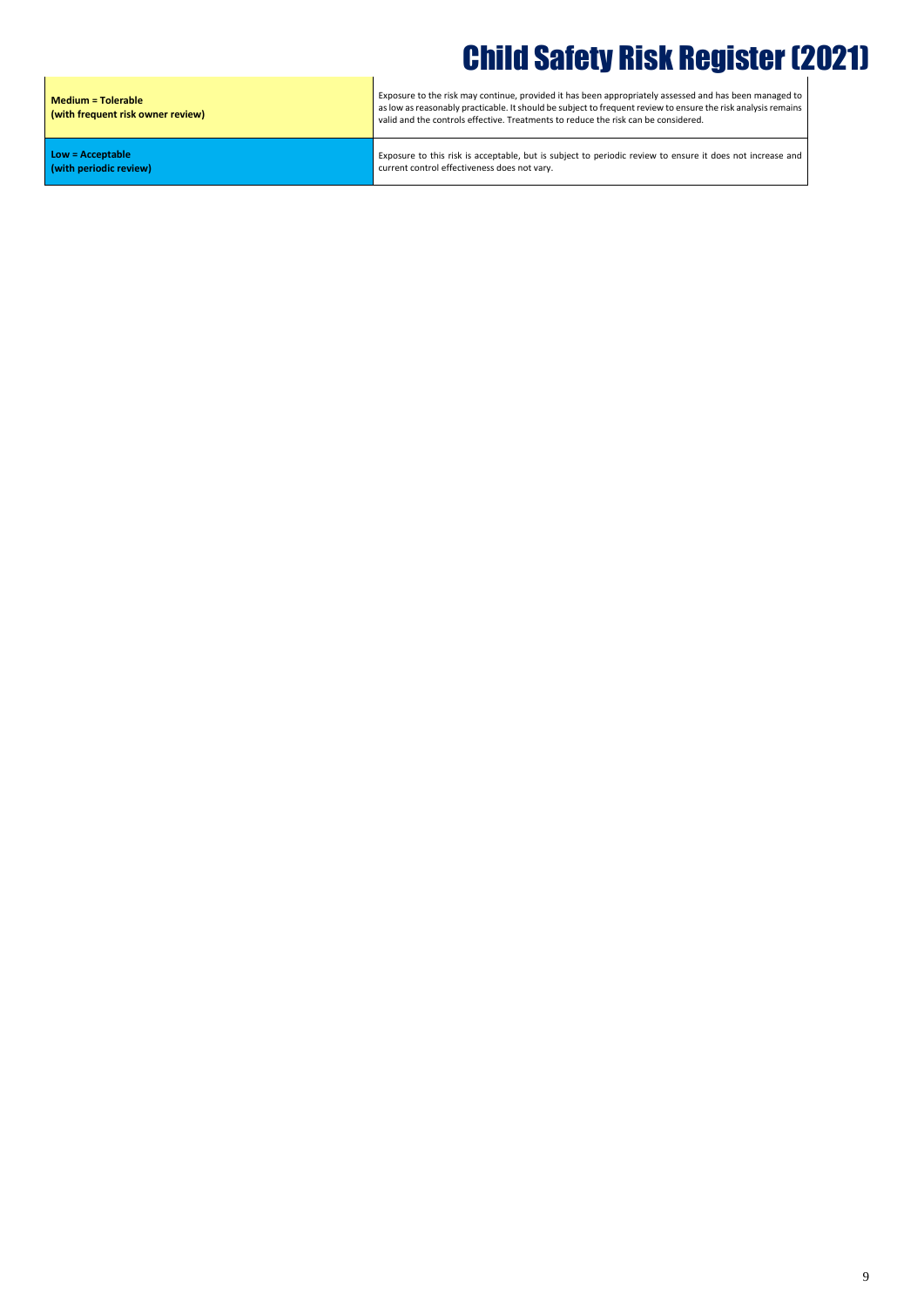| | |
|---|---|
| **Medium = Tolerable (with frequent risk owner review)** | Exposure to the risk may continue, provided it has been appropriately assessed and has been managed to as low as reasonably practicable. It should be subject to frequent review to ensure the risk analysis remains valid and the controls effective. Treatments to reduce the risk can be considered. |
| **Low = Acceptable (with periodic review)** | Exposure to this risk is acceptable, but is subject to periodic review to ensure it does not increase and current control effectiveness does not vary. |